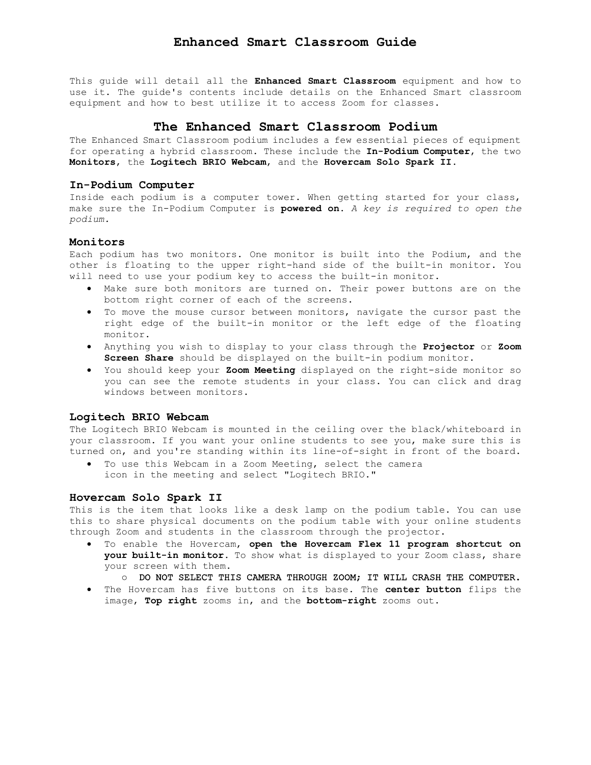# Enhanced Smart Classroom Guide

This guide will detail all the **Enhanced Smart Classroom** equipment and how to use it. The guide's contents include details on the Enhanced Smart classroom equipment and how to best utilize it to access Zoom for classes.

## The Enhanced Smart Classroom Podium

The Enhanced Smart Classroom podium includes a few essential pieces of equipment for operating a hybrid classroom. These include the **In-Podium Computer**, the two **Monitors**, the **Logitech BRIO Webcam**, and the **Hovercam Solo Spark II**.

### In-Podium Computer

Inside each podium is a computer tower. When getting started for your class, make sure the In-Podium Computer is **powered on**. *A key is required to open the podium.*

### Monitors

Each podium has two monitors. One monitor is built into the Podium, and the other is floating to the upper right-hand side of the built-in monitor. You will need to use your podium key to access the built-in monitor.

- Make sure both monitors are turned on. Their power buttons are on the bottom right corner of each of the screens.
- To move the mouse cursor between monitors, navigate the cursor past the right edge of the built-in monitor or the left edge of the floating monitor.
- Anything you wish to display to your class through the **Projector** or **Zoom Screen Share** should be displayed on the built-in podium monitor.
- You should keep your **Zoom Meeting** displayed on the right-side monitor so you can see the remote students in your class. You can click and drag windows between monitors.

### Logitech BRIO Webcam

The Logitech BRIO Webcam is mounted in the ceiling over the black/whiteboard in your classroom. If you want your online students to see you, make sure this is turned on, and you're standing within its line-of-sight in front of the board.

- To use this Webcam in a Zoom Meeting, select the camera icon in the meeting and select "Logitech BRIO."

### Hovercam Solo Spark II

This is the item that looks like a desk lamp on the podium table. You can use this to share physical documents on the podium table with your online students through Zoom and students in the classroom through the projector.

- To enable the Hovercam, **open the Hovercam Flex 11 program shortcut on your built-in monitor**. To show what is displayed to your Zoom class, share your screen with them.
  - DO NOT SELECT THIS CAMERA THROUGH ZOOM; IT WILL CRASH THE COMPUTER.
- The Hovercam has five buttons on its base. The **center button** flips the image, **Top right** zooms in, and the **bottom-right** zooms out.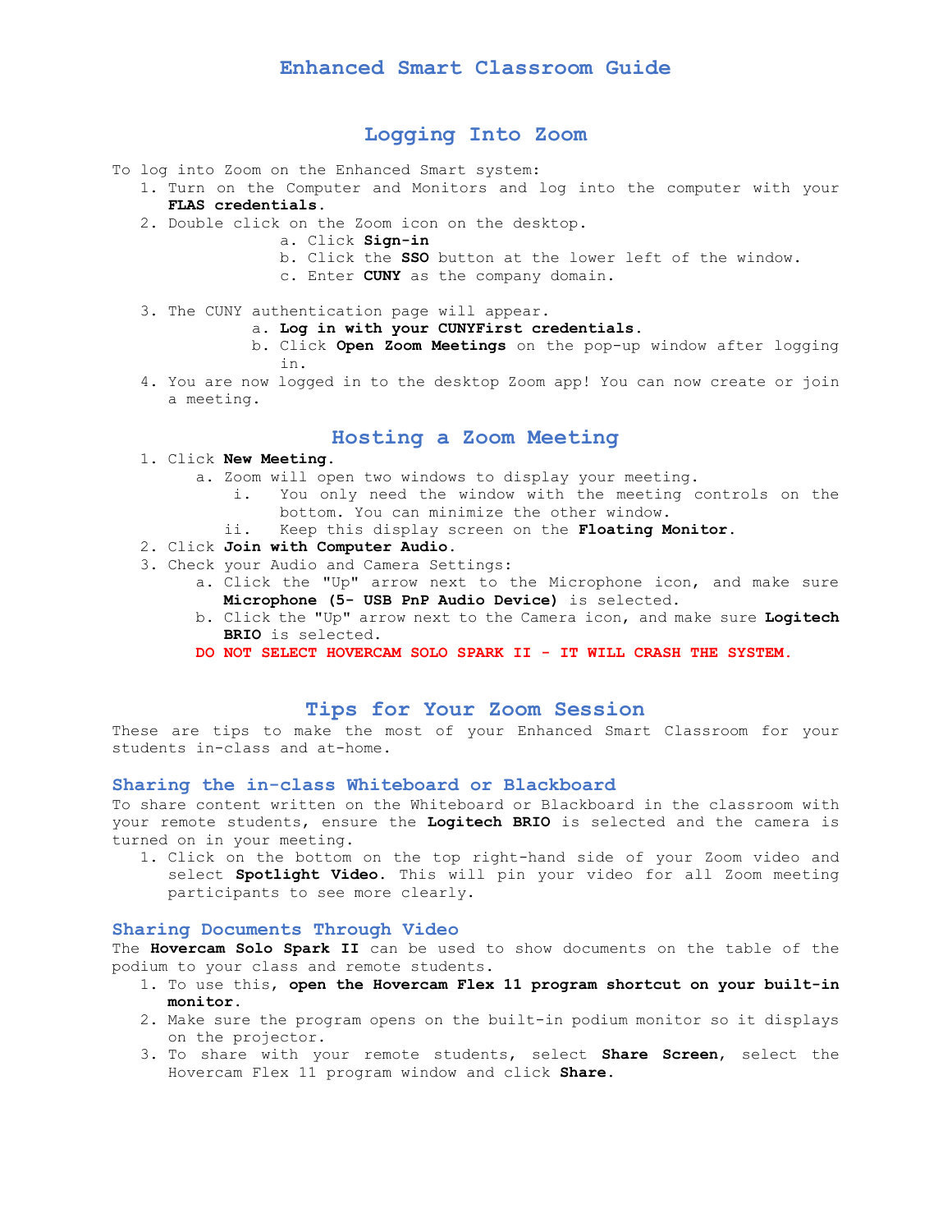# Enhanced Smart Classroom Guide

## Logging Into Zoom

To log into Zoom on the Enhanced Smart system:

1. Turn on the Computer and Monitors and log into the computer with your **FLAS credentials.**
2. Double click on the Zoom icon on the desktop.
    a. Click **Sign-in**
    b. Click the **SSO** button at the lower left of the window.
    c. Enter **CUNY** as the company domain.
3. The CUNY authentication page will appear.
    a. **Log in with your CUNYFirst credentials.**
    b. Click **Open Zoom Meetings** on the pop-up window after logging in.
4. You are now logged in to the desktop Zoom app! You can now create or join a meeting.

## Hosting a Zoom Meeting

1. Click **New Meeting.**
    a. Zoom will open two windows to display your meeting.
        i. You only need the window with the meeting controls on the bottom. You can minimize the other window.
        ii. Keep this display screen on the **Floating Monitor.**
2. Click **Join with Computer Audio.**
3. Check your Audio and Camera Settings:
    a. Click the "Up" arrow next to the Microphone icon, and make sure **Microphone (5- USB PnP Audio Device)** is selected.
    b. Click the "Up" arrow next to the Camera icon, and make sure **Logitech BRIO** is selected.

    **DO NOT SELECT HOVERCAM SOLO SPARK II - IT WILL CRASH THE SYSTEM.**

## Tips for Your Zoom Session

These are tips to make the most of your Enhanced Smart Classroom for your students in-class and at-home.

### Sharing the in-class Whiteboard or Blackboard

To share content written on the Whiteboard or Blackboard in the classroom with your remote students, ensure the **Logitech BRIO** is selected and the camera is turned on in your meeting.

1. Click on the bottom on the top right-hand side of your Zoom video and select **Spotlight Video.** This will pin your video for all Zoom meeting participants to see more clearly.

### Sharing Documents Through Video

The **Hovercam Solo Spark II** can be used to show documents on the table of the podium to your class and remote students.

1. To use this, **open the Hovercam Flex 11 program shortcut on your built-in monitor.**
2. Make sure the program opens on the built-in podium monitor so it displays on the projector.
3. To share with your remote students, select **Share Screen**, select the Hovercam Flex 11 program window and click **Share.**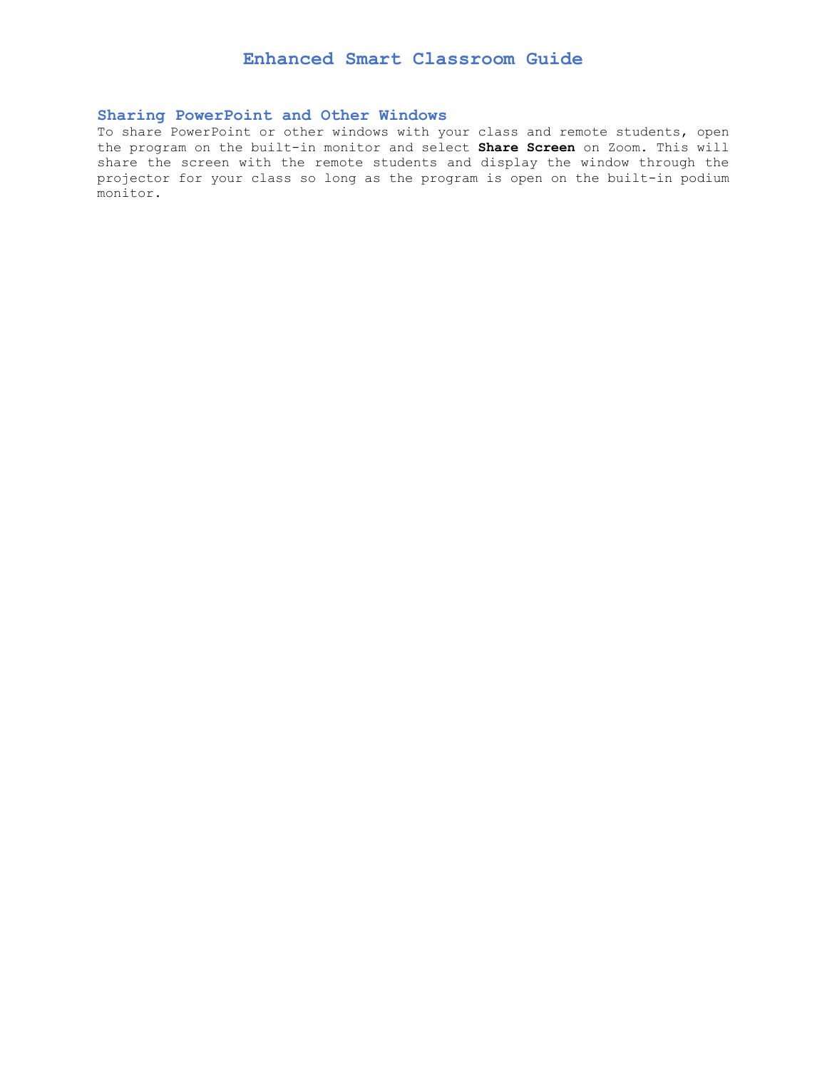# Enhanced Smart Classroom Guide

## Sharing PowerPoint and Other Windows

To share PowerPoint or other windows with your class and remote students, open the program on the built-in monitor and select **Share Screen** on Zoom. This will share the screen with the remote students and display the window through the projector for your class so long as the program is open on the built-in podium monitor.